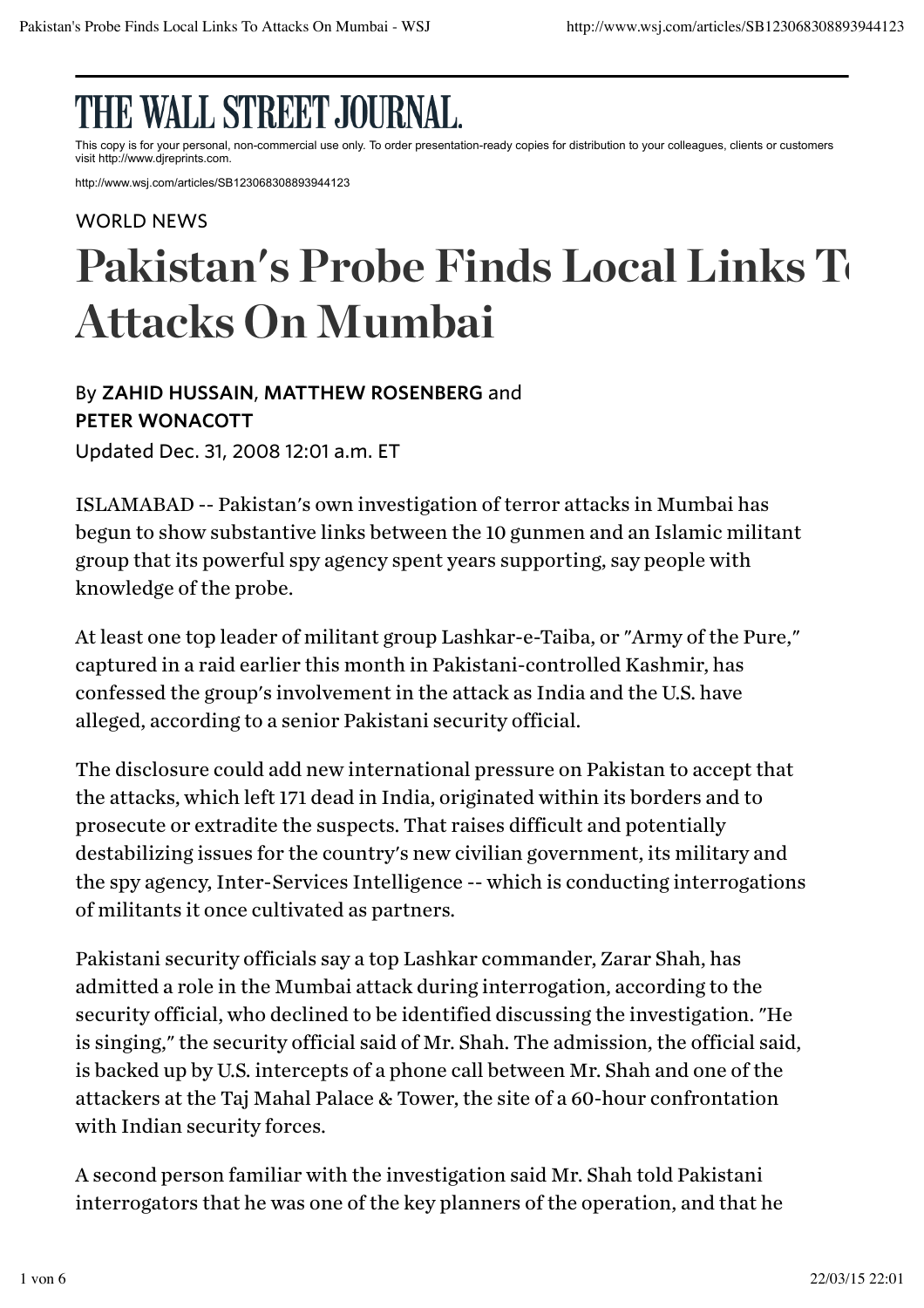# THE WALL STREET JOURNAL.

This copy is for your personal, non-commercial use only. To order presentation-ready copies for distribution to your colleagues, clients or customers visit http://www.djreprints.com.

http://www.wsj.com/articles/SB123068308893944123

WORLD NEWS

# Pakistan's Probe Finds Local Links To Attacks On Mumbai

By **ZAHID HUSSAIN**, **MATTHEW ROSENBERG** and **PETER WONACOTT**

Updated Dec. 31, 2008 12:01 a.m. ET

ISLAMABAD -- Pakistan's own investigation of terror attacks in Mumbai has begun to show substantive links between the 10 gunmen and an Islamic militant group that its powerful spy agency spent years supporting, say people with knowledge of the probe.

At least one top leader of militant group Lashkar-e-Taiba, or "Army of the Pure," captured in a raid earlier this month in Pakistani-controlled Kashmir, has confessed the group's involvement in the attack as India and the U.S. have alleged, according to a senior Pakistani security official.

The disclosure could add new international pressure on Pakistan to accept that the attacks, which left 171 dead in India, originated within its borders and to prosecute or extradite the suspects. That raises difficult and potentially destabilizing issues for the country's new civilian government, its military and the spy agency, Inter-Services Intelligence -- which is conducting interrogations of militants it once cultivated as partners.

Pakistani security officials say a top Lashkar commander, Zarar Shah, has admitted a role in the Mumbai attack during interrogation, according to the security official, who declined to be identified discussing the investigation. "He is singing," the security official said of Mr. Shah. The admission, the official said, is backed up by U.S. intercepts of a phone call between Mr. Shah and one of the attackers at the Taj Mahal Palace & Tower, the site of a 60-hour confrontation with Indian security forces.

A second person familiar with the investigation said Mr. Shah told Pakistani interrogators that he was one of the key planners of the operation, and that he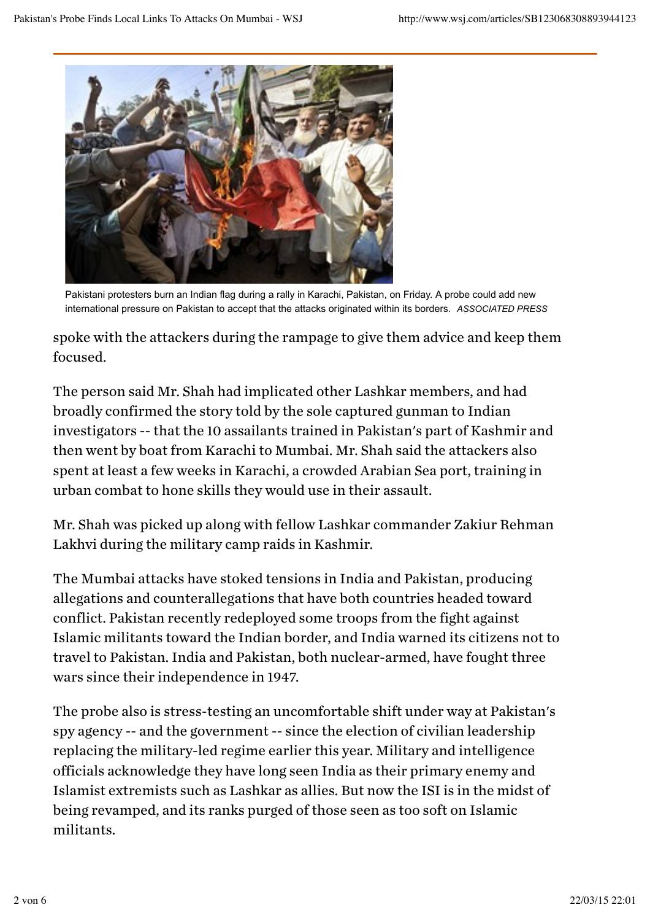Pakistani protesters burn an Indian flag during a rally in Karachi, Pakistan, on Friday. A probe could add new international pressure on Pakistan to accept that the attacks originated within its borders. *ASSOCIATED PRESS*

spoke with the attackers during the rampage to give them advice and keep them focused.

The person said Mr. Shah had implicated other Lashkar members, and had broadly confirmed the story told by the sole captured gunman to Indian investigators -- that the 10 assailants trained in Pakistan's part of Kashmir and then went by boat from Karachi to Mumbai. Mr. Shah said the attackers also spent at least a few weeks in Karachi, a crowded Arabian Sea port, training in urban combat to hone skills they would use in their assault.

Mr. Shah was picked up along with fellow Lashkar commander Zakiur Rehman Lakhvi during the military camp raids in Kashmir.

The Mumbai attacks have stoked tensions in India and Pakistan, producing allegations and counterallegations that have both countries headed toward conflict. Pakistan recently redeployed some troops from the fight against Islamic militants toward the Indian border, and India warned its citizens not to travel to Pakistan. India and Pakistan, both nuclear-armed, have fought three wars since their independence in 1947.

The probe also is stress-testing an uncomfortable shift under way at Pakistan's spy agency -- and the government -- since the election of civilian leadership replacing the military-led regime earlier this year. Military and intelligence officials acknowledge they have long seen India as their primary enemy and Islamist extremists such as Lashkar as allies. But now the ISI is in the midst of being revamped, and its ranks purged of those seen as too soft on Islamic militants.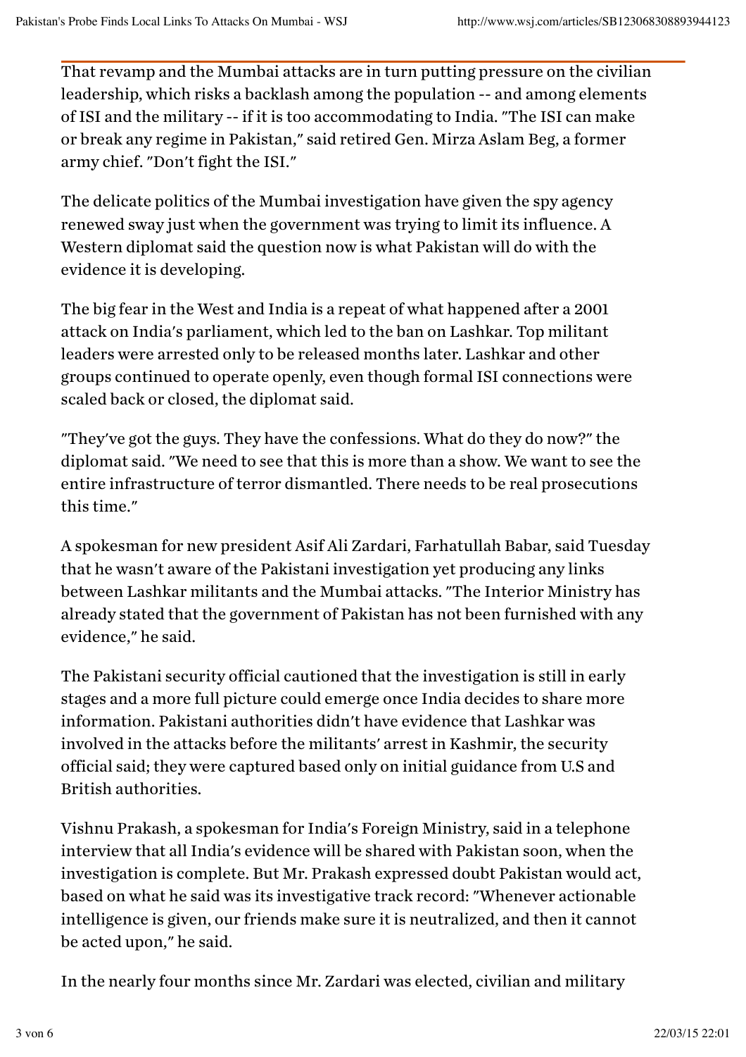That revamp and the Mumbai attacks are in turn putting pressure on the civilian leadership, which risks a backlash among the population -- and among elements of ISI and the military -- if it is too accommodating to India. "The ISI can make or break any regime in Pakistan," said retired Gen. Mirza Aslam Beg, a former army chief. "Don't fight the ISI."

The delicate politics of the Mumbai investigation have given the spy agency renewed sway just when the government was trying to limit its influence. A Western diplomat said the question now is what Pakistan will do with the evidence it is developing.

The big fear in the West and India is a repeat of what happened after a 2001 attack on India's parliament, which led to the ban on Lashkar. Top militant leaders were arrested only to be released months later. Lashkar and other groups continued to operate openly, even though formal ISI connections were scaled back or closed, the diplomat said.

"They've got the guys. They have the confessions. What do they do now?" the diplomat said. "We need to see that this is more than a show. We want to see the entire infrastructure of terror dismantled. There needs to be real prosecutions this time."

A spokesman for new president Asif Ali Zardari, Farhatullah Babar, said Tuesday that he wasn't aware of the Pakistani investigation yet producing any links between Lashkar militants and the Mumbai attacks. "The Interior Ministry has already stated that the government of Pakistan has not been furnished with any evidence," he said.

The Pakistani security official cautioned that the investigation is still in early stages and a more full picture could emerge once India decides to share more information. Pakistani authorities didn't have evidence that Lashkar was involved in the attacks before the militants' arrest in Kashmir, the security official said; they were captured based only on initial guidance from U.S and British authorities.

Vishnu Prakash, a spokesman for India's Foreign Ministry, said in a telephone interview that all India's evidence will be shared with Pakistan soon, when the investigation is complete. But Mr. Prakash expressed doubt Pakistan would act, based on what he said was its investigative track record: "Whenever actionable intelligence is given, our friends make sure it is neutralized, and then it cannot be acted upon," he said.

In the nearly four months since Mr. Zardari was elected, civilian and military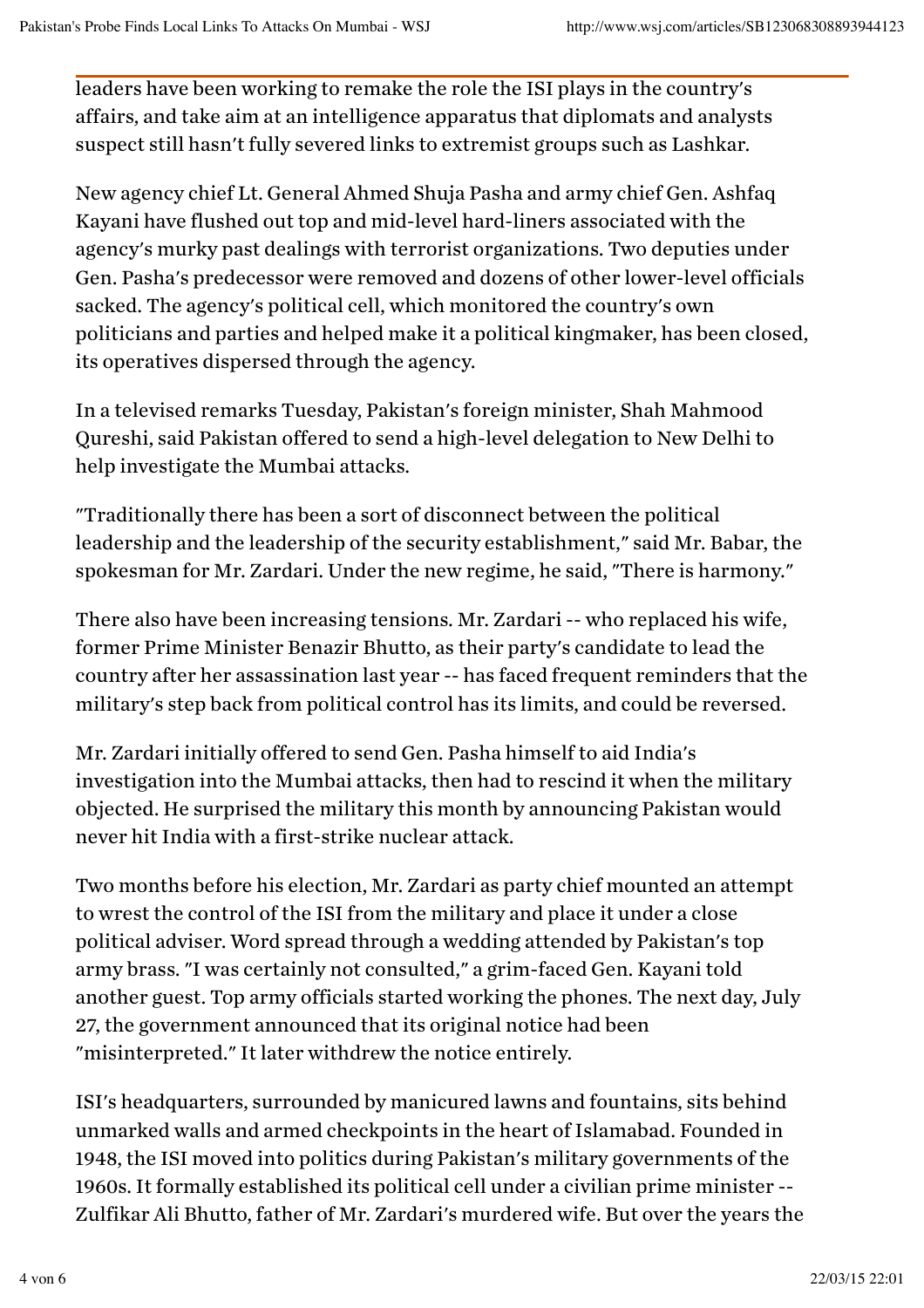leaders have been working to remake the role the ISI plays in the country's affairs, and take aim at an intelligence apparatus that diplomats and analysts suspect still hasn't fully severed links to extremist groups such as Lashkar.

New agency chief Lt. General Ahmed Shuja Pasha and army chief Gen. Ashfaq Kayani have flushed out top and mid-level hard-liners associated with the agency's murky past dealings with terrorist organizations. Two deputies under Gen. Pasha's predecessor were removed and dozens of other lower-level officials sacked. The agency's political cell, which monitored the country's own politicians and parties and helped make it a political kingmaker, has been closed, its operatives dispersed through the agency.

In a televised remarks Tuesday, Pakistan's foreign minister, Shah Mahmood Qureshi, said Pakistan offered to send a high-level delegation to New Delhi to help investigate the Mumbai attacks.

"Traditionally there has been a sort of disconnect between the political leadership and the leadership of the security establishment," said Mr. Babar, the spokesman for Mr. Zardari. Under the new regime, he said, "There is harmony."

There also have been increasing tensions. Mr. Zardari -- who replaced his wife, former Prime Minister Benazir Bhutto, as their party's candidate to lead the country after her assassination last year -- has faced frequent reminders that the military's step back from political control has its limits, and could be reversed.

Mr. Zardari initially offered to send Gen. Pasha himself to aid India's investigation into the Mumbai attacks, then had to rescind it when the military objected. He surprised the military this month by announcing Pakistan would never hit India with a first-strike nuclear attack.

Two months before his election, Mr. Zardari as party chief mounted an attempt to wrest the control of the ISI from the military and place it under a close political adviser. Word spread through a wedding attended by Pakistan's top army brass. "I was certainly not consulted," a grim-faced Gen. Kayani told another guest. Top army officials started working the phones. The next day, July 27, the government announced that its original notice had been "misinterpreted." It later withdrew the notice entirely.

ISI's headquarters, surrounded by manicured lawns and fountains, sits behind unmarked walls and armed checkpoints in the heart of Islamabad. Founded in 1948, the ISI moved into politics during Pakistan's military governments of the 1960s. It formally established its political cell under a civilian prime minister -- Zulfikar Ali Bhutto, father of Mr. Zardari's murdered wife. But over the years the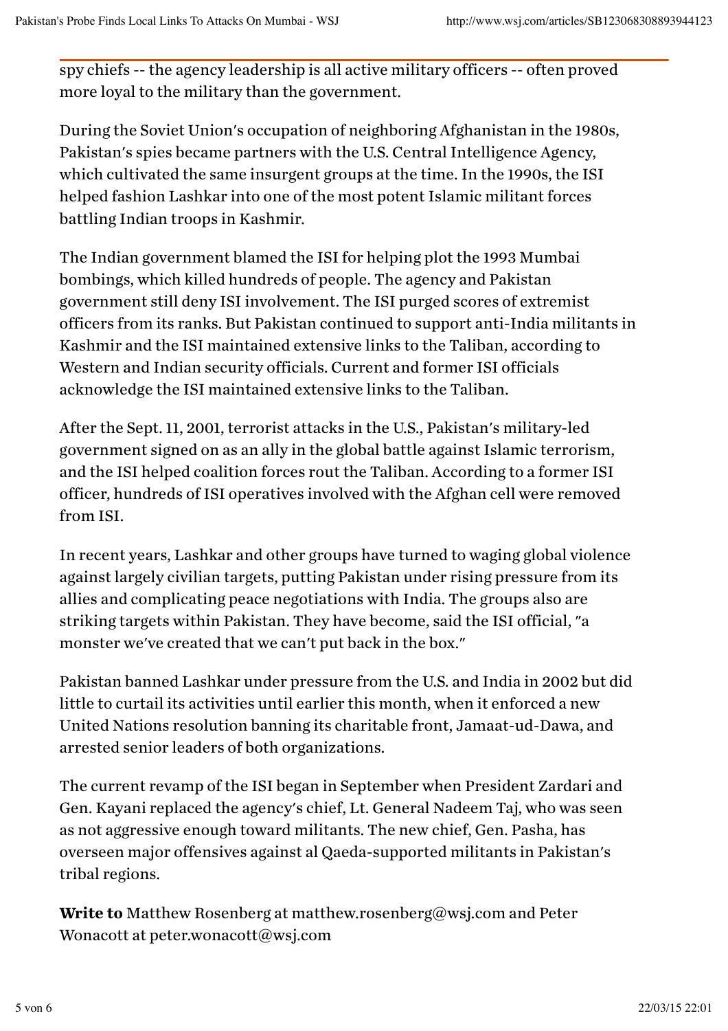spy chiefs -- the agency leadership is all active military officers -- often proved more loyal to the military than the government.

During the Soviet Union's occupation of neighboring Afghanistan in the 1980s, Pakistan's spies became partners with the U.S. Central Intelligence Agency, which cultivated the same insurgent groups at the time. In the 1990s, the ISI helped fashion Lashkar into one of the most potent Islamic militant forces battling Indian troops in Kashmir.

The Indian government blamed the ISI for helping plot the 1993 Mumbai bombings, which killed hundreds of people. The agency and Pakistan government still deny ISI involvement. The ISI purged scores of extremist officers from its ranks. But Pakistan continued to support anti-India militants in Kashmir and the ISI maintained extensive links to the Taliban, according to Western and Indian security officials. Current and former ISI officials acknowledge the ISI maintained extensive links to the Taliban.

After the Sept. 11, 2001, terrorist attacks in the U.S., Pakistan's military-led government signed on as an ally in the global battle against Islamic terrorism, and the ISI helped coalition forces rout the Taliban. According to a former ISI officer, hundreds of ISI operatives involved with the Afghan cell were removed from ISI.

In recent years, Lashkar and other groups have turned to waging global violence against largely civilian targets, putting Pakistan under rising pressure from its allies and complicating peace negotiations with India. The groups also are striking targets within Pakistan. They have become, said the ISI official, "a monster we've created that we can't put back in the box."

Pakistan banned Lashkar under pressure from the U.S. and India in 2002 but did little to curtail its activities until earlier this month, when it enforced a new United Nations resolution banning its charitable front, Jamaat-ud-Dawa, and arrested senior leaders of both organizations.

The current revamp of the ISI began in September when President Zardari and Gen. Kayani replaced the agency's chief, Lt. General Nadeem Taj, who was seen as not aggressive enough toward militants. The new chief, Gen. Pasha, has overseen major offensives against al Qaeda-supported militants in Pakistan's tribal regions.

**Write to** Matthew Rosenberg at matthew.rosenberg@wsj.com and Peter Wonacott at peter.wonacott@wsj.com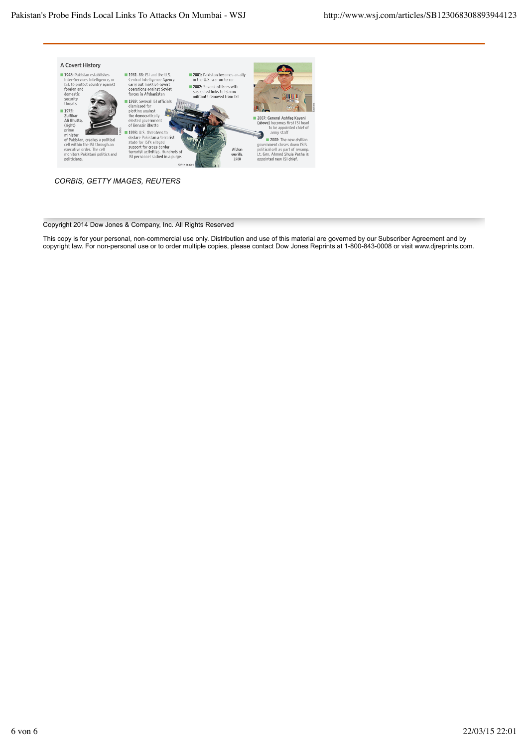## A Covert History

- **1948:** Pakistan establishes Inter-Services Intelligence, or ISI, to protect country against foreign and domestic security threats
- **1975:** Zulfikar Ali Bhutto, (right) prime minister of Pakistan, creates a political cell within the ISI through an executive order. The cell monitors Pakistani politics and politicians.
- **1981–88:** ISI and the U.S. Central Intelligence Agency carry out massive covert operations against Soviet forces in Afghanistan
- **1989:** Several ISI officials dismissed for plotting against the democratically elected government of Benazir Bhutto
- **1993:** U.S. threatens to declare Pakistan a terrorist state for ISI's alleged support for cross-border terrorist activities. Hundreds of ISI personnel sacked in a purge.
- **2001:** Pakistan becomes an ally in the U.S. war on terror
- **2002:** Several officers with suspected links to Islamic militants removed from ISI
- **2007:** General Ashfaq Kayani (above) becomes first ISI head to be appointed chief of army staff
- **2008:** The new civilian government closes down ISI's political cell as part of revamp. Lt. Gen. Ahmed Shuja Pasha is appointed new ISI chief.

Afghan guerilla, 1988

Corbis

Getty Images

Reuters

*CORBIS, GETTY IMAGES, REUTERS*

Copyright 2014 Dow Jones & Company, Inc. All Rights Reserved

This copy is for your personal, non-commercial use only. Distribution and use of this material are governed by our Subscriber Agreement and by copyright law. For non-personal use or to order multiple copies, please contact Dow Jones Reprints at 1-800-843-0008 or visit www.djreprints.com.